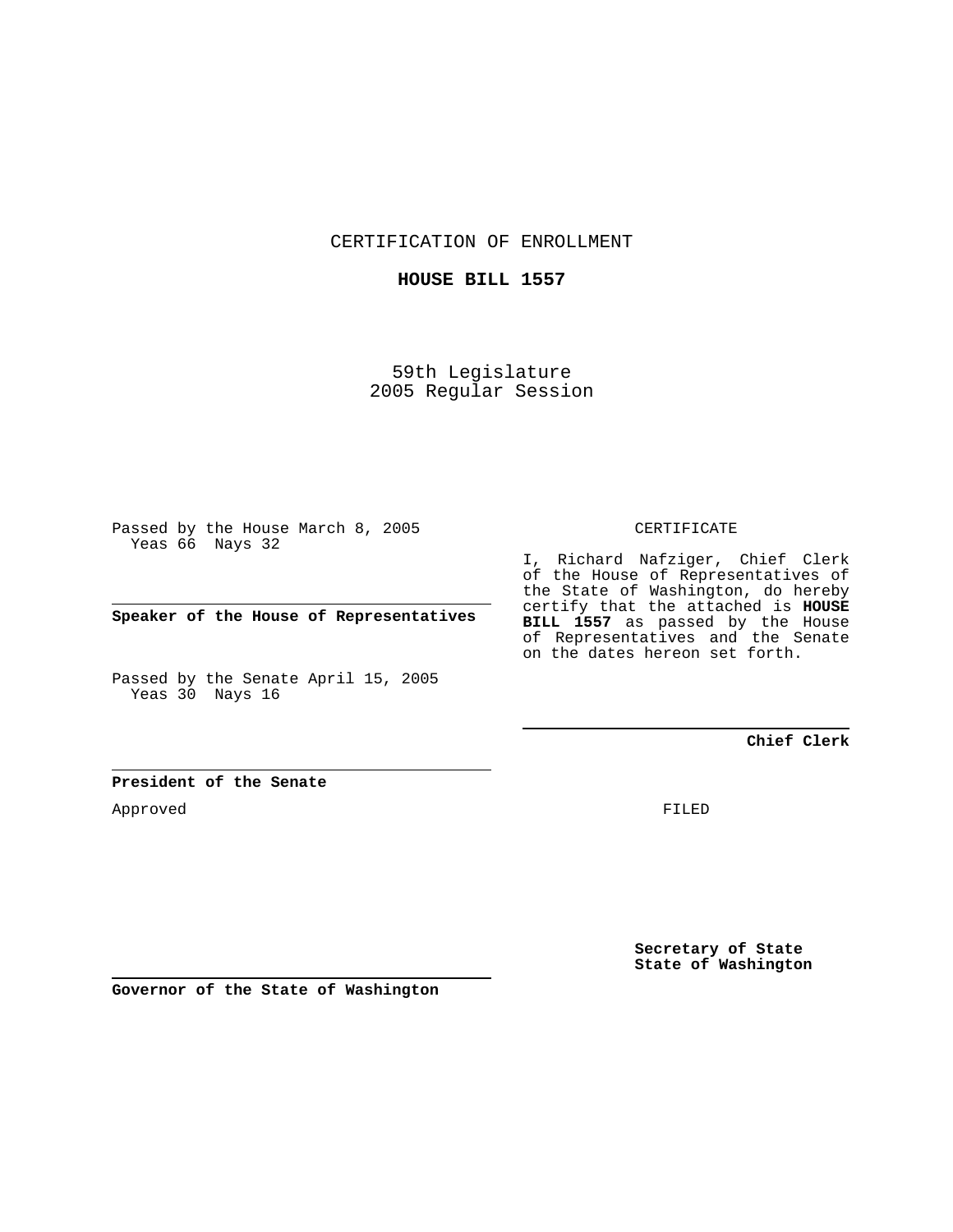CERTIFICATION OF ENROLLMENT

**HOUSE BILL 1557**

59th Legislature
2005 Regular Session

Passed by the House March 8, 2005
Yeas 66 Nays 32

**Speaker of the House of Representatives**

Passed by the Senate April 15, 2005
Yeas 30 Nays 16

**President of the Senate**

Approved

**Governor of the State of Washington**

CERTIFICATE

I, Richard Nafziger, Chief Clerk of the House of Representatives of the State of Washington, do hereby certify that the attached is **HOUSE BILL 1557** as passed by the House of Representatives and the Senate on the dates hereon set forth.

**Chief Clerk**

FILED

**Secretary of State**
**State of Washington**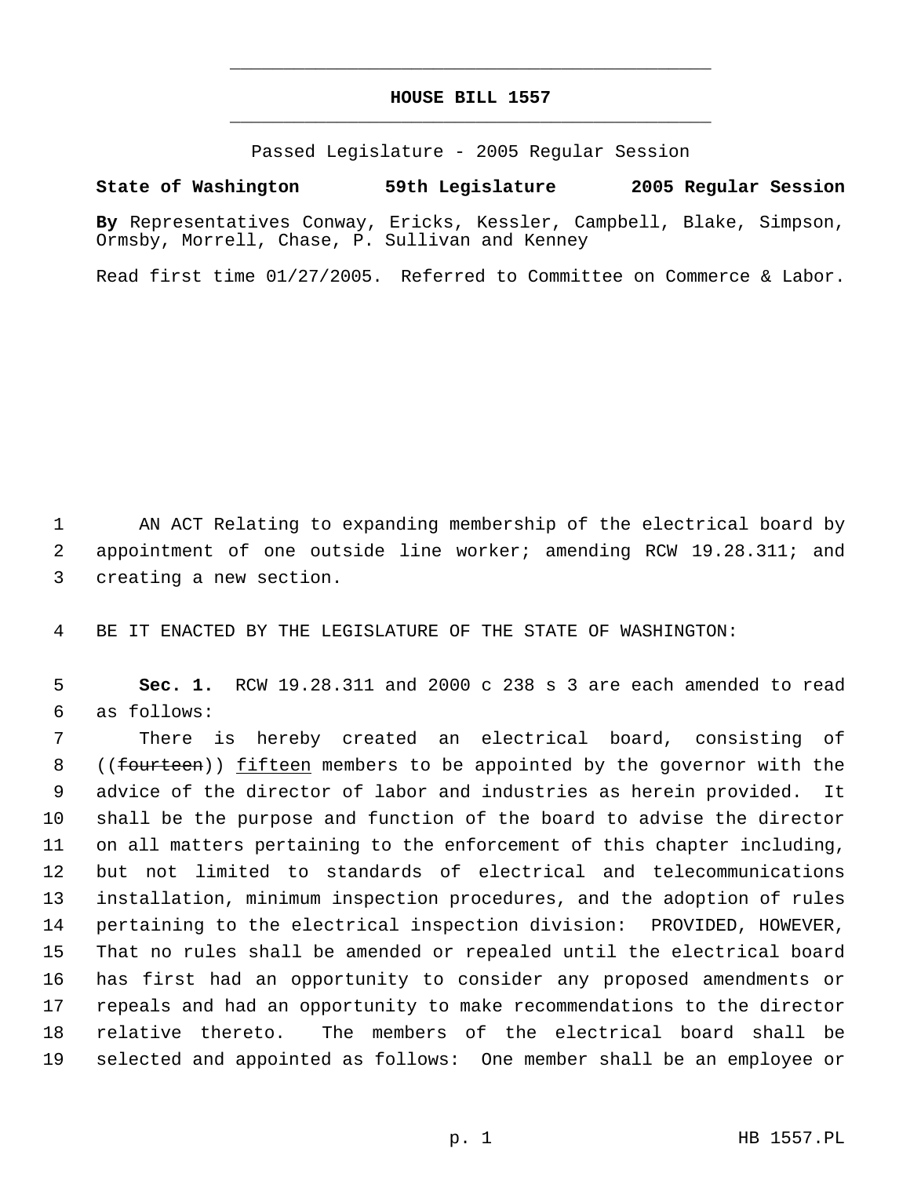# HOUSE BILL 1557

Passed Legislature - 2005 Regular Session

**State of Washington 59th Legislature 2005 Regular Session**

**By** Representatives Conway, Ericks, Kessler, Campbell, Blake, Simpson, Ormsby, Morrell, Chase, P. Sullivan and Kenney

Read first time 01/27/2005. Referred to Committee on Commerce & Labor.

1 AN ACT Relating to expanding membership of the electrical board by
2 appointment of one outside line worker; amending RCW 19.28.311; and
3 creating a new section.

4 BE IT ENACTED BY THE LEGISLATURE OF THE STATE OF WASHINGTON:

5 **Sec. 1.** RCW 19.28.311 and 2000 c 238 s 3 are each amended to read
6 as follows:

7 There is hereby created an electrical board, consisting of
8 ((~~fourteen~~)) <u>fifteen</u> members to be appointed by the governor with the
9 advice of the director of labor and industries as herein provided. It
10 shall be the purpose and function of the board to advise the director
11 on all matters pertaining to the enforcement of this chapter including,
12 but not limited to standards of electrical and telecommunications
13 installation, minimum inspection procedures, and the adoption of rules
14 pertaining to the electrical inspection division: PROVIDED, HOWEVER,
15 That no rules shall be amended or repealed until the electrical board
16 has first had an opportunity to consider any proposed amendments or
17 repeals and had an opportunity to make recommendations to the director
18 relative thereto. The members of the electrical board shall be
19 selected and appointed as follows: One member shall be an employee or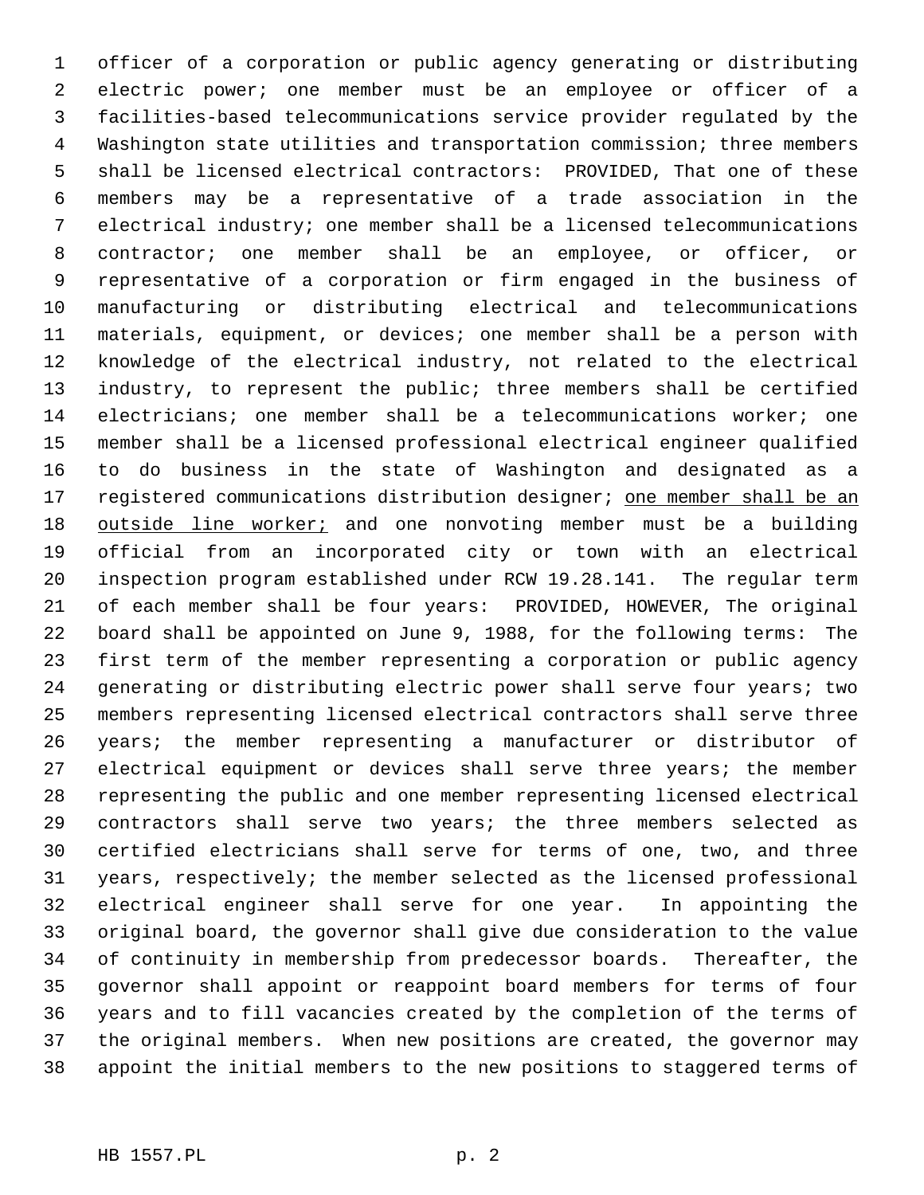officer of a corporation or public agency generating or distributing electric power; one member must be an employee or officer of a facilities-based telecommunications service provider regulated by the Washington state utilities and transportation commission; three members shall be licensed electrical contractors: PROVIDED, That one of these members may be a representative of a trade association in the electrical industry; one member shall be a licensed telecommunications contractor; one member shall be an employee, or officer, or representative of a corporation or firm engaged in the business of manufacturing or distributing electrical and telecommunications materials, equipment, or devices; one member shall be a person with knowledge of the electrical industry, not related to the electrical industry, to represent the public; three members shall be certified electricians; one member shall be a telecommunications worker; one member shall be a licensed professional electrical engineer qualified to do business in the state of Washington and designated as a registered communications distribution designer; <u>one member shall be an outside line worker;</u> and one nonvoting member must be a building official from an incorporated city or town with an electrical inspection program established under RCW 19.28.141. The regular term of each member shall be four years: PROVIDED, HOWEVER, The original board shall be appointed on June 9, 1988, for the following terms: The first term of the member representing a corporation or public agency generating or distributing electric power shall serve four years; two members representing licensed electrical contractors shall serve three years; the member representing a manufacturer or distributor of electrical equipment or devices shall serve three years; the member representing the public and one member representing licensed electrical contractors shall serve two years; the three members selected as certified electricians shall serve for terms of one, two, and three years, respectively; the member selected as the licensed professional electrical engineer shall serve for one year. In appointing the original board, the governor shall give due consideration to the value of continuity in membership from predecessor boards. Thereafter, the governor shall appoint or reappoint board members for terms of four years and to fill vacancies created by the completion of the terms of the original members. When new positions are created, the governor may appoint the initial members to the new positions to staggered terms of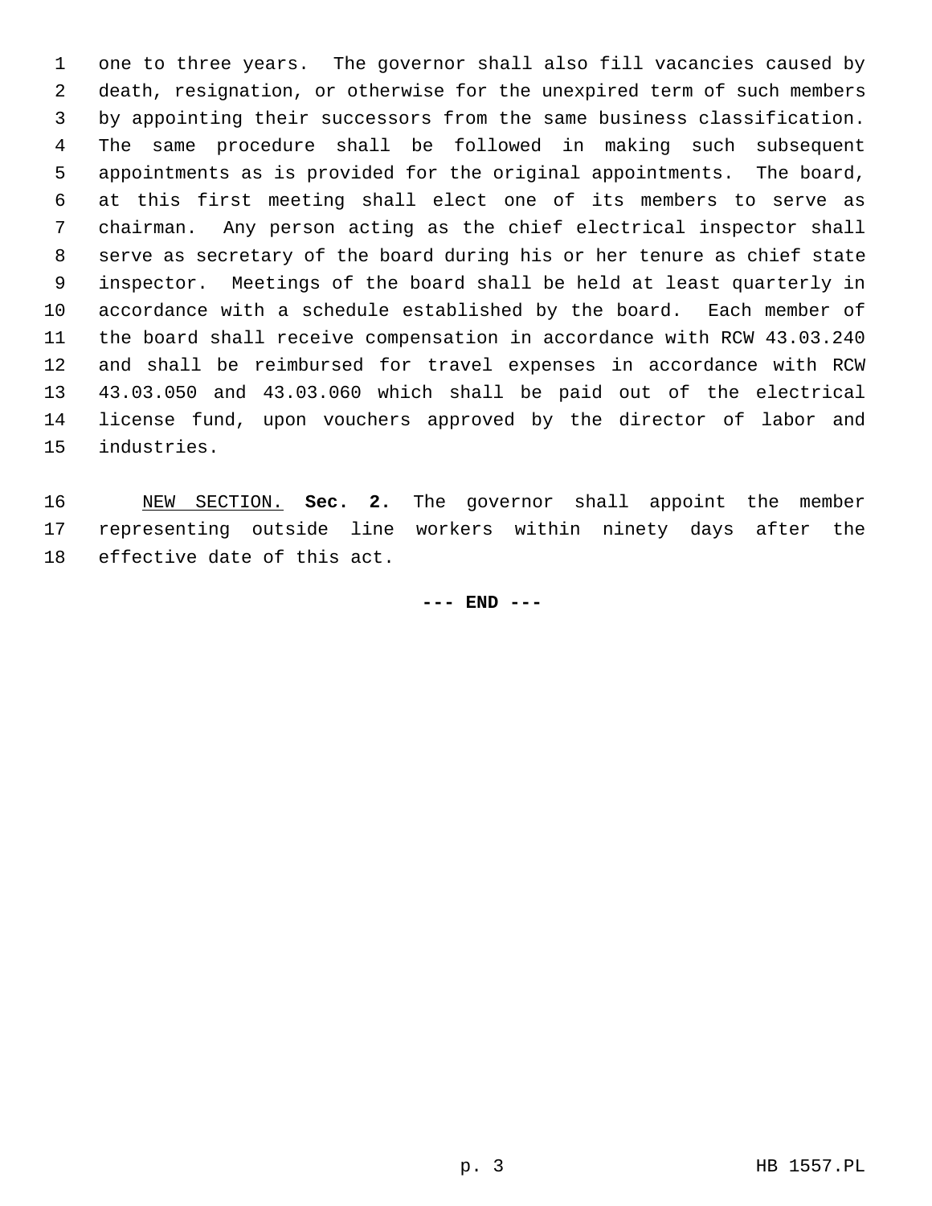one to three years. The governor shall also fill vacancies caused by death, resignation, or otherwise for the unexpired term of such members by appointing their successors from the same business classification. The same procedure shall be followed in making such subsequent appointments as is provided for the original appointments. The board, at this first meeting shall elect one of its members to serve as chairman. Any person acting as the chief electrical inspector shall serve as secretary of the board during his or her tenure as chief state inspector. Meetings of the board shall be held at least quarterly in accordance with a schedule established by the board. Each member of the board shall receive compensation in accordance with RCW 43.03.240 and shall be reimbursed for travel expenses in accordance with RCW 43.03.050 and 43.03.060 which shall be paid out of the electrical license fund, upon vouchers approved by the director of labor and industries.

NEW SECTION. **Sec. 2.** The governor shall appoint the member representing outside line workers within ninety days after the effective date of this act.

**--- END ---**